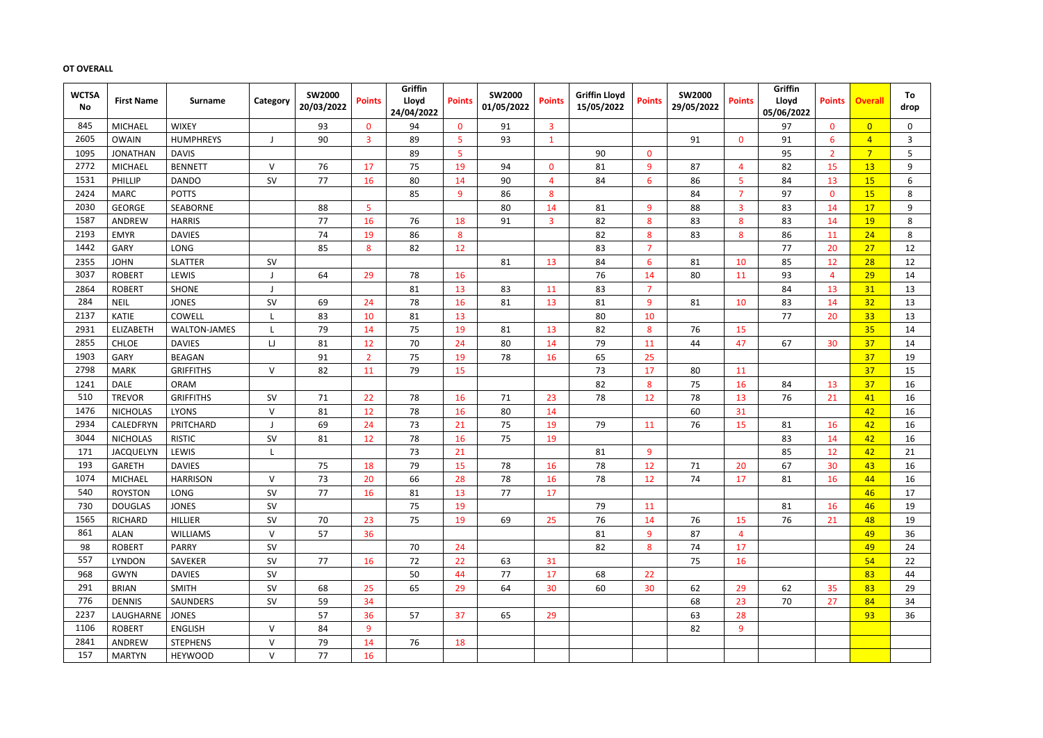**OT OVERALL**

| WCTSA No | First Name | Surname | Category | SW2000 20/03/2022 | Points | Griffin Lloyd 24/04/2022 | Points | SW2000 01/05/2022 | Points | Griffin Lloyd 15/05/2022 | Points | SW2000 29/05/2022 | Points | Griffin Lloyd 05/06/2022 | Points | Overall | To drop |
|---|---|---|---|---|---|---|---|---|---|---|---|---|---|---|---|---|---|
| 845 | MICHAEL | WIXEY | | 93 | 0 | 94 | 0 | 91 | 3 | | | | | 97 | 0 | 0 | 0 |
| 2605 | OWAIN | HUMPHREYS | J | 90 | 3 | 89 | 5 | 93 | 1 | | | 91 | 0 | 91 | 6 | 4 | 3 |
| 1095 | JONATHAN | DAVIS | | | | 89 | 5 | | | 90 | 0 | | | 95 | 2 | 7 | 5 |
| 2772 | MICHAEL | BENNETT | V | 76 | 17 | 75 | 19 | 94 | 0 | 81 | 9 | 87 | 4 | 82 | 15 | 13 | 9 |
| 1531 | PHILLIP | DANDO | SV | 77 | 16 | 80 | 14 | 90 | 4 | 84 | 6 | 86 | 5 | 84 | 13 | 15 | 6 |
| 2424 | MARC | POTTS | | | | 85 | 9 | 86 | 8 | | | 84 | 7 | 97 | 0 | 15 | 8 |
| 2030 | GEORGE | SEABORNE | | 88 | 5 | | | 80 | 14 | 81 | 9 | 88 | 3 | 83 | 14 | 17 | 9 |
| 1587 | ANDREW | HARRIS | | 77 | 16 | 76 | 18 | 91 | 3 | 82 | 8 | 83 | 8 | 83 | 14 | 19 | 8 |
| 2193 | EMYR | DAVIES | | 74 | 19 | 86 | 8 | | | 82 | 8 | 83 | 8 | 86 | 11 | 24 | 8 |
| 1442 | GARY | LONG | | 85 | 8 | 82 | 12 | | | 83 | 7 | | | 77 | 20 | 27 | 12 |
| 2355 | JOHN | SLATTER | SV | | | | | 81 | 13 | 84 | 6 | 81 | 10 | 85 | 12 | 28 | 12 |
| 3037 | ROBERT | LEWIS | J | 64 | 29 | 78 | 16 | | | 76 | 14 | 80 | 11 | 93 | 4 | 29 | 14 |
| 2864 | ROBERT | SHONE | J | | | 81 | 13 | 83 | 11 | 83 | 7 | | | 84 | 13 | 31 | 13 |
| 284 | NEIL | JONES | SV | 69 | 24 | 78 | 16 | 81 | 13 | 81 | 9 | 81 | 10 | 83 | 14 | 32 | 13 |
| 2137 | KATIE | COWELL | L | 83 | 10 | 81 | 13 | | | 80 | 10 | | | 77 | 20 | 33 | 13 |
| 2931 | ELIZABETH | WALTON-JAMES | L | 79 | 14 | 75 | 19 | 81 | 13 | 82 | 8 | 76 | 15 | | | 35 | 14 |
| 2855 | CHLOE | DAVIES | LJ | 81 | 12 | 70 | 24 | 80 | 14 | 79 | 11 | 44 | 47 | 67 | 30 | 37 | 14 |
| 1903 | GARY | BEAGAN | | 91 | 2 | 75 | 19 | 78 | 16 | 65 | 25 | | | | | 37 | 19 |
| 2798 | MARK | GRIFFITHS | V | 82 | 11 | 79 | 15 | | | 73 | 17 | 80 | 11 | | | 37 | 15 |
| 1241 | DALE | ORAM | | | | | | | | 82 | 8 | 75 | 16 | 84 | 13 | 37 | 16 |
| 510 | TREVOR | GRIFFITHS | SV | 71 | 22 | 78 | 16 | 71 | 23 | 78 | 12 | 78 | 13 | 76 | 21 | 41 | 16 |
| 1476 | NICHOLAS | LYONS | V | 81 | 12 | 78 | 16 | 80 | 14 | | | 60 | 31 | | | 42 | 16 |
| 2934 | CALEDFRYN | PRITCHARD | J | 69 | 24 | 73 | 21 | 75 | 19 | 79 | 11 | 76 | 15 | 81 | 16 | 42 | 16 |
| 3044 | NICHOLAS | RISTIC | SV | 81 | 12 | 78 | 16 | 75 | 19 | | | | | 83 | 14 | 42 | 16 |
| 171 | JACQUELYN | LEWIS | L | | | 73 | 21 | | | 81 | 9 | | | 85 | 12 | 42 | 21 |
| 193 | GARETH | DAVIES | | 75 | 18 | 79 | 15 | 78 | 16 | 78 | 12 | 71 | 20 | 67 | 30 | 43 | 16 |
| 1074 | MICHAEL | HARRISON | V | 73 | 20 | 66 | 28 | 78 | 16 | 78 | 12 | 74 | 17 | 81 | 16 | 44 | 16 |
| 540 | ROYSTON | LONG | SV | 77 | 16 | 81 | 13 | 77 | 17 | | | | | | | 46 | 17 |
| 730 | DOUGLAS | JONES | SV | | | 75 | 19 | | | 79 | 11 | | | 81 | 16 | 46 | 19 |
| 1565 | RICHARD | HILLIER | SV | 70 | 23 | 75 | 19 | 69 | 25 | 76 | 14 | 76 | 15 | 76 | 21 | 48 | 19 |
| 861 | ALAN | WILLIAMS | V | 57 | 36 | | | | | 81 | 9 | 87 | 4 | | | 49 | 36 |
| 98 | ROBERT | PARRY | SV | | | 70 | 24 | | | 82 | 8 | 74 | 17 | | | 49 | 24 |
| 557 | LYNDON | SAVEKER | SV | 77 | 16 | 72 | 22 | 63 | 31 | | | 75 | 16 | | | 54 | 22 |
| 968 | GWYN | DAVIES | SV | | | 50 | 44 | 77 | 17 | 68 | 22 | | | | | 83 | 44 |
| 291 | BRIAN | SMITH | SV | 68 | 25 | 65 | 29 | 64 | 30 | 60 | 30 | 62 | 29 | 62 | 35 | 83 | 29 |
| 776 | DENNIS | SAUNDERS | SV | 59 | 34 | | | | | | | 68 | 23 | 70 | 27 | 84 | 34 |
| 2237 | LAUGHARNE | JONES | | 57 | 36 | 57 | 37 | 65 | 29 | | | 63 | 28 | | | 93 | 36 |
| 1106 | ROBERT | ENGLISH | V | 84 | 9 | | | | | | | 82 | 9 | | | | |
| 2841 | ANDREW | STEPHENS | V | 79 | 14 | 76 | 18 | | | | | | | | | | |
| 157 | MARTYN | HEYWOOD | V | 77 | 16 | | | | | | | | | | | | |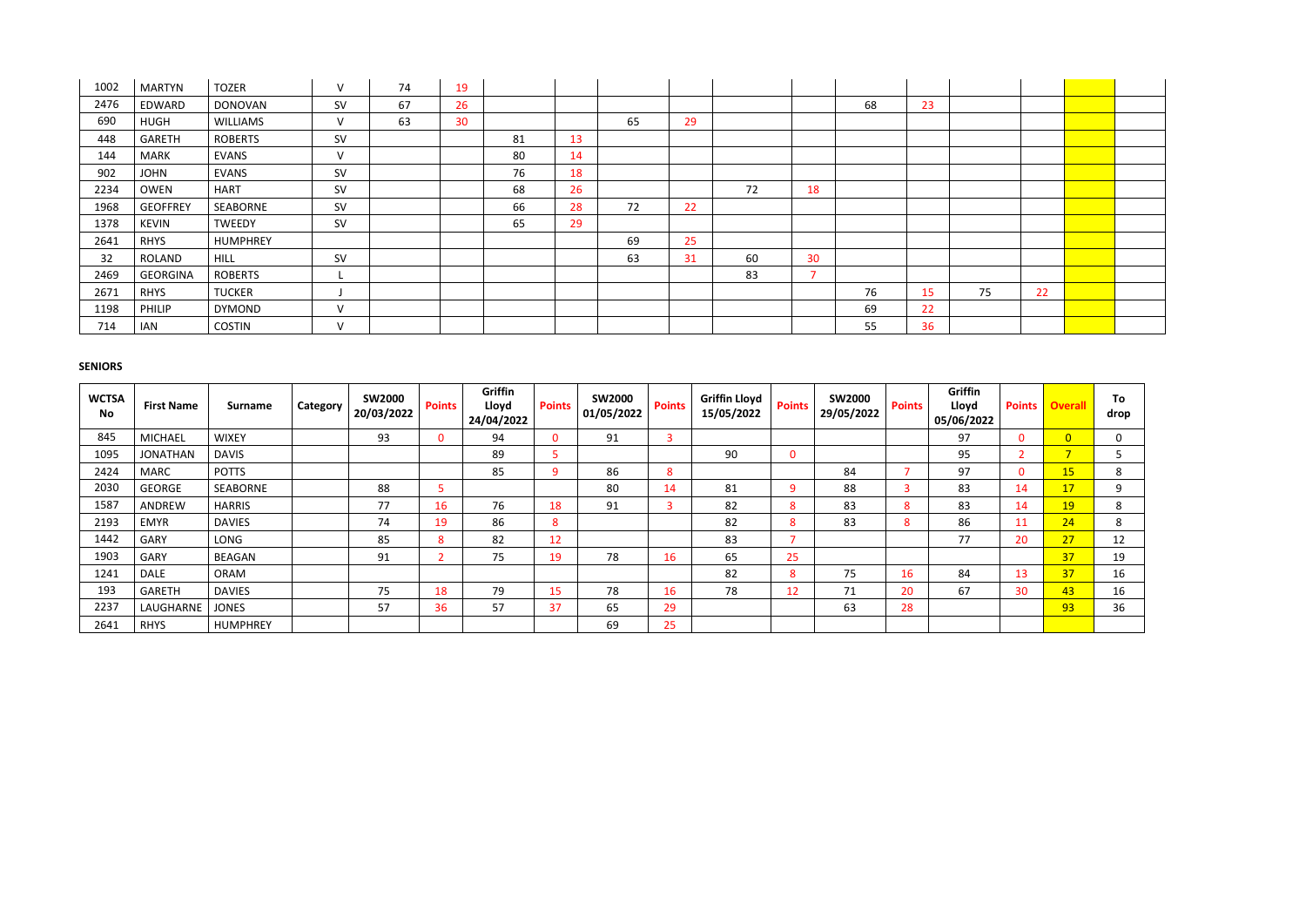| | | | | | | | | | | | | | | | | | | |
|---|---|---|---|---|---|---|---|---|---|---|---|---|---|---|---|---|---|---|
| 1002 | MARTYN | TOZER | V | 74 | 19 | | | | | | | | | | | | | |
| 2476 | EDWARD | DONOVAN | SV | 67 | 26 | | | | | | | 68 | 23 | | | | | |
| 690 | HUGH | WILLIAMS | V | 63 | 30 | | | 65 | 29 | | | | | | | | | |
| 448 | GARETH | ROBERTS | SV | | | 81 | 13 | | | | | | | | | | | |
| 144 | MARK | EVANS | V | | | 80 | 14 | | | | | | | | | | | |
| 902 | JOHN | EVANS | SV | | | 76 | 18 | | | | | | | | | | | |
| 2234 | OWEN | HART | SV | | | 68 | 26 | | | 72 | 18 | | | | | | | |
| 1968 | GEOFFREY | SEABORNE | SV | | | 66 | 28 | 72 | 22 | | | | | | | | | |
| 1378 | KEVIN | TWEEDY | SV | | | 65 | 29 | | | | | | | | | | | |
| 2641 | RHYS | HUMPHREY | | | | | | 69 | 25 | | | | | | | | | |
| 32 | ROLAND | HILL | SV | | | | | 63 | 31 | 60 | 30 | | | | | | | |
| 2469 | GEORGINA | ROBERTS | L | | | | | | | 83 | 7 | | | | | | | |
| 2671 | RHYS | TUCKER | J | | | | | | | | | 76 | 15 | 75 | 22 | | | |
| 1198 | PHILIP | DYMOND | V | | | | | | | | | 69 | 22 | | | | | |
| 714 | IAN | COSTIN | V | | | | | | | | | 55 | 36 | | | | | |

**SENIORS**

| WCTSA No | First Name | Surname | Category | SW2000 20/03/2022 | Points | Griffin Lloyd 24/04/2022 | Points | SW2000 01/05/2022 | Points | Griffin Lloyd 15/05/2022 | Points | SW2000 29/05/2022 | Points | Griffin Lloyd 05/06/2022 | Points | Overall | To drop |
|---|---|---|---|---|---|---|---|---|---|---|---|---|---|---|---|---|---|
| 845 | MICHAEL | WIXEY | | 93 | 0 | 94 | 0 | 91 | 3 | | | | | 97 | 0 | 0 | 0 |
| 1095 | JONATHAN | DAVIS | | | | 89 | 5 | | | 90 | 0 | | | 95 | 2 | 7 | 5 |
| 2424 | MARC | POTTS | | | | 85 | 9 | 86 | 8 | | | 84 | 7 | 97 | 0 | 15 | 8 |
| 2030 | GEORGE | SEABORNE | | 88 | 5 | | | 80 | 14 | 81 | 9 | 88 | 3 | 83 | 14 | 17 | 9 |
| 1587 | ANDREW | HARRIS | | 77 | 16 | 76 | 18 | 91 | 3 | 82 | 8 | 83 | 8 | 83 | 14 | 19 | 8 |
| 2193 | EMYR | DAVIES | | 74 | 19 | 86 | 8 | | | 82 | 8 | 83 | 8 | 86 | 11 | 24 | 8 |
| 1442 | GARY | LONG | | 85 | 8 | 82 | 12 | | | 83 | 7 | | | 77 | 20 | 27 | 12 |
| 1903 | GARY | BEAGAN | | 91 | 2 | 75 | 19 | 78 | 16 | 65 | 25 | | | | | 37 | 19 |
| 1241 | DALE | ORAM | | | | | | | | 82 | 8 | 75 | 16 | 84 | 13 | 37 | 16 |
| 193 | GARETH | DAVIES | | 75 | 18 | 79 | 15 | 78 | 16 | 78 | 12 | 71 | 20 | 67 | 30 | 43 | 16 |
| 2237 | LAUGHARNE | JONES | | 57 | 36 | 57 | 37 | 65 | 29 | | | 63 | 28 | | | 93 | 36 |
| 2641 | RHYS | HUMPHREY | | | | | | 69 | 25 | | | | | | | | |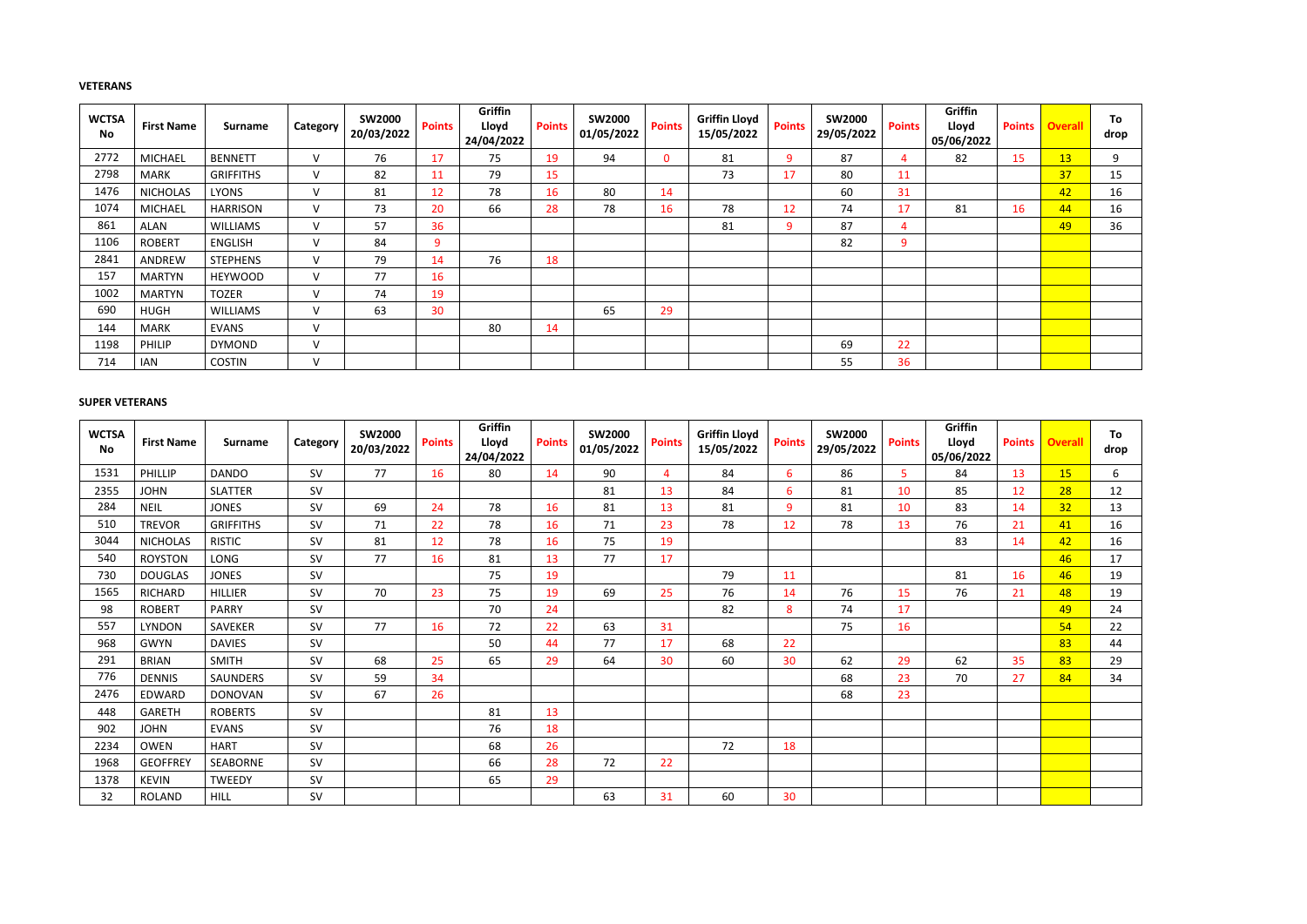**VETERANS**

| WCTSA No | First Name | Surname | Category | SW2000 20/03/2022 | Points | Griffin Lloyd 24/04/2022 | Points | SW2000 01/05/2022 | Points | Griffin Lloyd 15/05/2022 | Points | SW2000 29/05/2022 | Points | Griffin Lloyd 05/06/2022 | Points | Overall | To drop |
|---|---|---|---|---|---|---|---|---|---|---|---|---|---|---|---|---|---|
| 2772 | MICHAEL | BENNETT | V | 76 | 17 | 75 | 19 | 94 | 0 | 81 | 9 | 87 | 4 | 82 | 15 | 13 | 9 |
| 2798 | MARK | GRIFFITHS | V | 82 | 11 | 79 | 15 | | | 73 | 17 | 80 | 11 | | | 37 | 15 |
| 1476 | NICHOLAS | LYONS | V | 81 | 12 | 78 | 16 | 80 | 14 | | | 60 | 31 | | | 42 | 16 |
| 1074 | MICHAEL | HARRISON | V | 73 | 20 | 66 | 28 | 78 | 16 | 78 | 12 | 74 | 17 | 81 | 16 | 44 | 16 |
| 861 | ALAN | WILLIAMS | V | 57 | 36 | | | | | 81 | 9 | 87 | 4 | | | 49 | 36 |
| 1106 | ROBERT | ENGLISH | V | 84 | 9 | | | | | | | 82 | 9 | | | | |
| 2841 | ANDREW | STEPHENS | V | 79 | 14 | 76 | 18 | | | | | | | | | | |
| 157 | MARTYN | HEYWOOD | V | 77 | 16 | | | | | | | | | | | | |
| 1002 | MARTYN | TOZER | V | 74 | 19 | | | | | | | | | | | | |
| 690 | HUGH | WILLIAMS | V | 63 | 30 | | | 65 | 29 | | | | | | | | |
| 144 | MARK | EVANS | V | | | 80 | 14 | | | | | | | | | | |
| 1198 | PHILIP | DYMOND | V | | | | | | | | | 69 | 22 | | | | |
| 714 | IAN | COSTIN | V | | | | | | | | | 55 | 36 | | | | |

**SUPER VETERANS**

| WCTSA No | First Name | Surname | Category | SW2000 20/03/2022 | Points | Griffin Lloyd 24/04/2022 | Points | SW2000 01/05/2022 | Points | Griffin Lloyd 15/05/2022 | Points | SW2000 29/05/2022 | Points | Griffin Lloyd 05/06/2022 | Points | Overall | To drop |
|---|---|---|---|---|---|---|---|---|---|---|---|---|---|---|---|---|---|
| 1531 | PHILLIP | DANDO | SV | 77 | 16 | 80 | 14 | 90 | 4 | 84 | 6 | 86 | 5 | 84 | 13 | 15 | 6 |
| 2355 | JOHN | SLATTER | SV | | | | | 81 | 13 | 84 | 6 | 81 | 10 | 85 | 12 | 28 | 12 |
| 284 | NEIL | JONES | SV | 69 | 24 | 78 | 16 | 81 | 13 | 81 | 9 | 81 | 10 | 83 | 14 | 32 | 13 |
| 510 | TREVOR | GRIFFITHS | SV | 71 | 22 | 78 | 16 | 71 | 23 | 78 | 12 | 78 | 13 | 76 | 21 | 41 | 16 |
| 3044 | NICHOLAS | RISTIC | SV | 81 | 12 | 78 | 16 | 75 | 19 | | | | | 83 | 14 | 42 | 16 |
| 540 | ROYSTON | LONG | SV | 77 | 16 | 81 | 13 | 77 | 17 | | | | | | | 46 | 17 |
| 730 | DOUGLAS | JONES | SV | | | 75 | 19 | | | 79 | 11 | | | 81 | 16 | 46 | 19 |
| 1565 | RICHARD | HILLIER | SV | 70 | 23 | 75 | 19 | 69 | 25 | 76 | 14 | 76 | 15 | 76 | 21 | 48 | 19 |
| 98 | ROBERT | PARRY | SV | | | 70 | 24 | | | 82 | 8 | 74 | 17 | | | 49 | 24 |
| 557 | LYNDON | SAVEKER | SV | 77 | 16 | 72 | 22 | 63 | 31 | | | 75 | 16 | | | 54 | 22 |
| 968 | GWYN | DAVIES | SV | | | 50 | 44 | 77 | 17 | 68 | 22 | | | | | 83 | 44 |
| 291 | BRIAN | SMITH | SV | 68 | 25 | 65 | 29 | 64 | 30 | 60 | 30 | 62 | 29 | 62 | 35 | 83 | 29 |
| 776 | DENNIS | SAUNDERS | SV | 59 | 34 | | | | | | | 68 | 23 | 70 | 27 | 84 | 34 |
| 2476 | EDWARD | DONOVAN | SV | 67 | 26 | | | | | | | 68 | 23 | | | | |
| 448 | GARETH | ROBERTS | SV | | | 81 | 13 | | | | | | | | | | |
| 902 | JOHN | EVANS | SV | | | 76 | 18 | | | | | | | | | | |
| 2234 | OWEN | HART | SV | | | 68 | 26 | | | 72 | 18 | | | | | | |
| 1968 | GEOFFREY | SEABORNE | SV | | | 66 | 28 | 72 | 22 | | | | | | | | |
| 1378 | KEVIN | TWEEDY | SV | | | 65 | 29 | | | | | | | | | | |
| 32 | ROLAND | HILL | SV | | | | | 63 | 31 | 60 | 30 | | | | | | |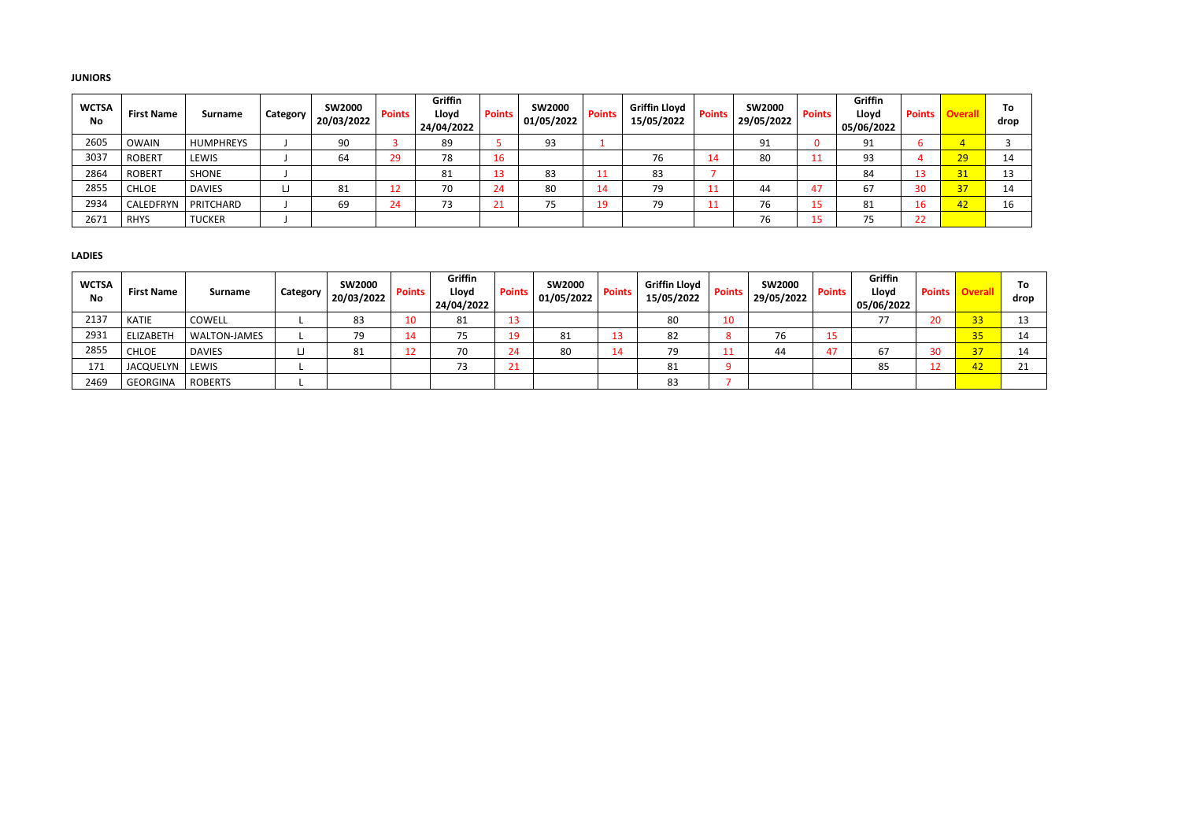**JUNIORS**

| WCTSA No | First Name | Surname | Category | SW2000 20/03/2022 | Points | Griffin Lloyd 24/04/2022 | Points | SW2000 01/05/2022 | Points | Griffin Lloyd 15/05/2022 | Points | SW2000 29/05/2022 | Points | Griffin Lloyd 05/06/2022 | Points | Overall | To drop |
|---|---|---|---|---|---|---|---|---|---|---|---|---|---|---|---|---|---|
| 2605 | OWAIN | HUMPHREYS | J | 90 | 3 | 89 | 5 | 93 | 1 | | | 91 | 0 | 91 | 6 | 4 | 3 |
| 3037 | ROBERT | LEWIS | J | 64 | 29 | 78 | 16 | | | 76 | 14 | 80 | 11 | 93 | 4 | 29 | 14 |
| 2864 | ROBERT | SHONE | J | | | 81 | 13 | 83 | 11 | 83 | 7 | | | 84 | 13 | 31 | 13 |
| 2855 | CHLOE | DAVIES | LJ | 81 | 12 | 70 | 24 | 80 | 14 | 79 | 11 | 44 | 47 | 67 | 30 | 37 | 14 |
| 2934 | CALEDFRYN | PRITCHARD | J | 69 | 24 | 73 | 21 | 75 | 19 | 79 | 11 | 76 | 15 | 81 | 16 | 42 | 16 |
| 2671 | RHYS | TUCKER | J | | | | | | | | | 76 | 15 | 75 | 22 | | |

**LADIES**

| WCTSA No | First Name | Surname | Category | SW2000 20/03/2022 | Points | Griffin Lloyd 24/04/2022 | Points | SW2000 01/05/2022 | Points | Griffin Lloyd 15/05/2022 | Points | SW2000 29/05/2022 | Points | Griffin Lloyd 05/06/2022 | Points | Overall | To drop |
|---|---|---|---|---|---|---|---|---|---|---|---|---|---|---|---|---|---|
| 2137 | KATIE | COWELL | L | 83 | 10 | 81 | 13 | | | 80 | 10 | | | 77 | 20 | 33 | 13 |
| 2931 | ELIZABETH | WALTON-JAMES | L | 79 | 14 | 75 | 19 | 81 | 13 | 82 | 8 | 76 | 15 | | | 35 | 14 |
| 2855 | CHLOE | DAVIES | LJ | 81 | 12 | 70 | 24 | 80 | 14 | 79 | 11 | 44 | 47 | 67 | 30 | 37 | 14 |
| 171 | JACQUELYN | LEWIS | L | | | 73 | 21 | | | 81 | 9 | | | 85 | 12 | 42 | 21 |
| 2469 | GEORGINA | ROBERTS | L | | | | | | | 83 | 7 | | | | | | |